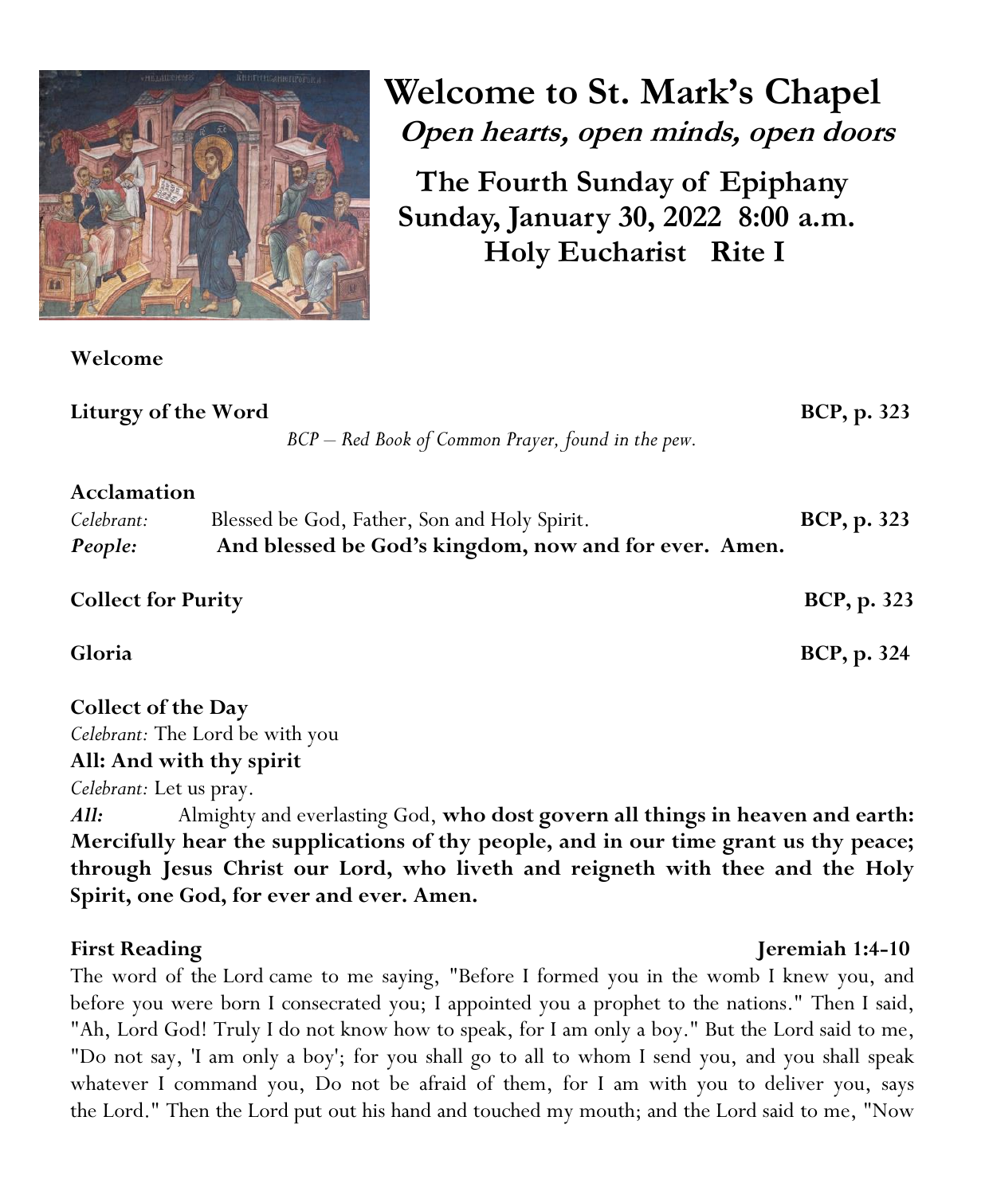# Welcome to St. Mark's Chapel

***Open hearts, open minds, open doors***

## The Fourth Sunday of Epiphany
## Sunday, January 30, 2022 8:00 a.m.
## Holy Eucharist Rite I

**Welcome**

**Liturgy of the Word** **BCP, p. 323**

*BCP – Red Book of Common Prayer, found in the pew.*

**Acclamation**

*Celebrant:* Blessed be God, Father, Son and Holy Spirit. **BCP, p. 323**

***People:*** **And blessed be God's kingdom, now and for ever. Amen.**

**Collect for Purity** **BCP, p. 323**

**Gloria** **BCP, p. 324**

**Collect of the Day**

*Celebrant:* The Lord be with you

**All: And with thy spirit**

*Celebrant:* Let us pray.

***All:*** Almighty and everlasting God, **who dost govern all things in heaven and earth: Mercifully hear the supplications of thy people, and in our time grant us thy peace; through Jesus Christ our Lord, who liveth and reigneth with thee and the Holy Spirit, one God, for ever and ever. Amen.**

**First Reading** **Jeremiah 1:4-10**

The word of the Lord came to me saying, "Before I formed you in the womb I knew you, and before you were born I consecrated you; I appointed you a prophet to the nations." Then I said, "Ah, Lord God! Truly I do not know how to speak, for I am only a boy." But the Lord said to me, "Do not say, 'I am only a boy'; for you shall go to all to whom I send you, and you shall speak whatever I command you, Do not be afraid of them, for I am with you to deliver you, says the Lord." Then the Lord put out his hand and touched my mouth; and the Lord said to me, "Now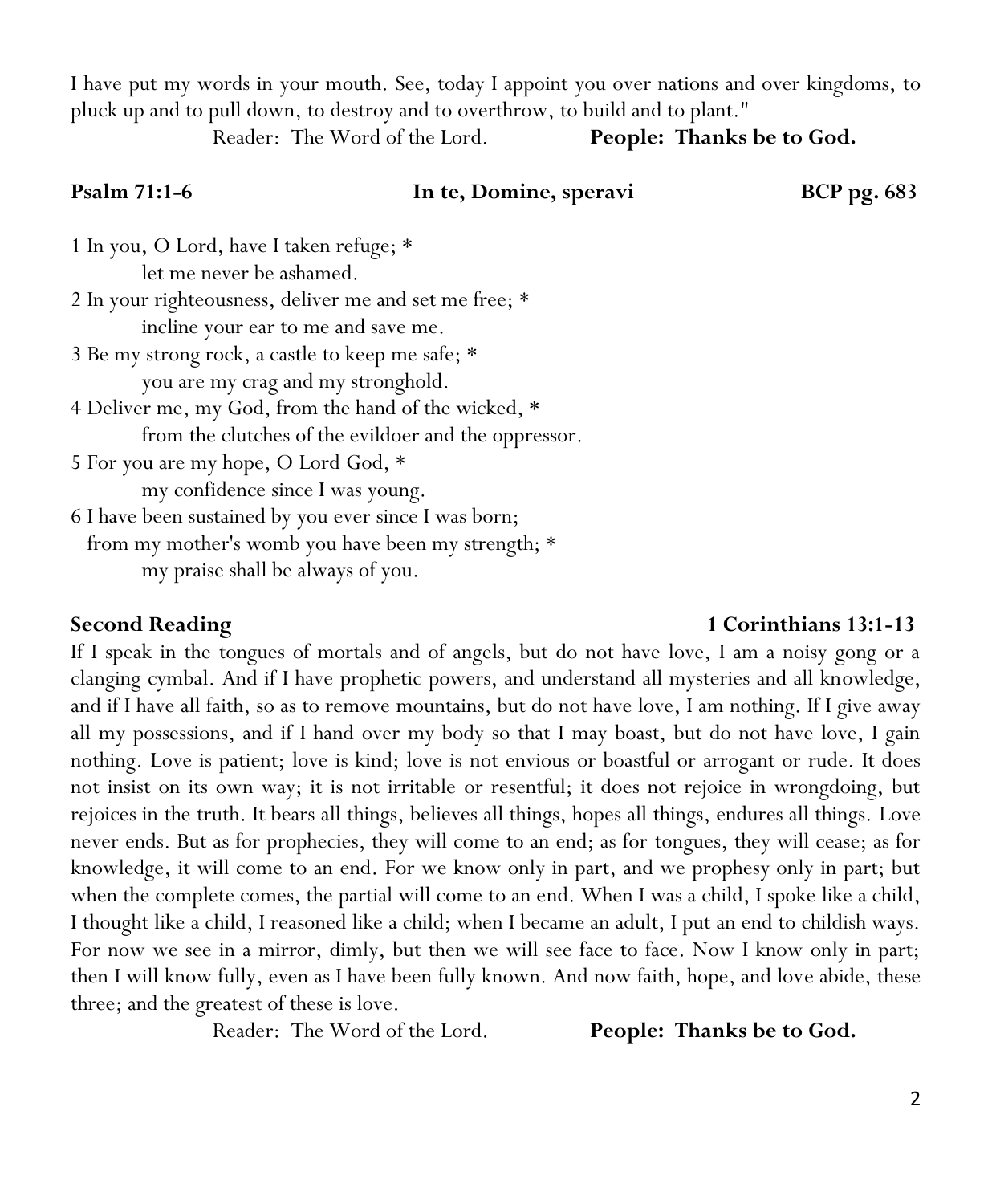I have put my words in your mouth. See, today I appoint you over nations and over kingdoms, to pluck up and to pull down, to destroy and to overthrow, to build and to plant."

Reader: The Word of the Lord. **People: Thanks be to God.**

**Psalm 71:1-6** **In te, Domine, speravi** **BCP pg. 683**

1 In you, O Lord, have I taken refuge; *
let me never be ashamed.
2 In your righteousness, deliver me and set me free; *
incline your ear to me and save me.
3 Be my strong rock, a castle to keep me safe; *
you are my crag and my stronghold.
4 Deliver me, my God, from the hand of the wicked, *
from the clutches of the evildoer and the oppressor.
5 For you are my hope, O Lord God, *
my confidence since I was young.
6 I have been sustained by you ever since I was born;
from my mother's womb you have been my strength; *
my praise shall be always of you.

**Second Reading** **1 Corinthians 13:1-13**

If I speak in the tongues of mortals and of angels, but do not have love, I am a noisy gong or a clanging cymbal. And if I have prophetic powers, and understand all mysteries and all knowledge, and if I have all faith, so as to remove mountains, but do not have love, I am nothing. If I give away all my possessions, and if I hand over my body so that I may boast, but do not have love, I gain nothing. Love is patient; love is kind; love is not envious or boastful or arrogant or rude. It does not insist on its own way; it is not irritable or resentful; it does not rejoice in wrongdoing, but rejoices in the truth. It bears all things, believes all things, hopes all things, endures all things. Love never ends. But as for prophecies, they will come to an end; as for tongues, they will cease; as for knowledge, it will come to an end. For we know only in part, and we prophesy only in part; but when the complete comes, the partial will come to an end. When I was a child, I spoke like a child, I thought like a child, I reasoned like a child; when I became an adult, I put an end to childish ways. For now we see in a mirror, dimly, but then we will see face to face. Now I know only in part; then I will know fully, even as I have been fully known. And now faith, hope, and love abide, these three; and the greatest of these is love.

Reader: The Word of the Lord. **People: Thanks be to God.**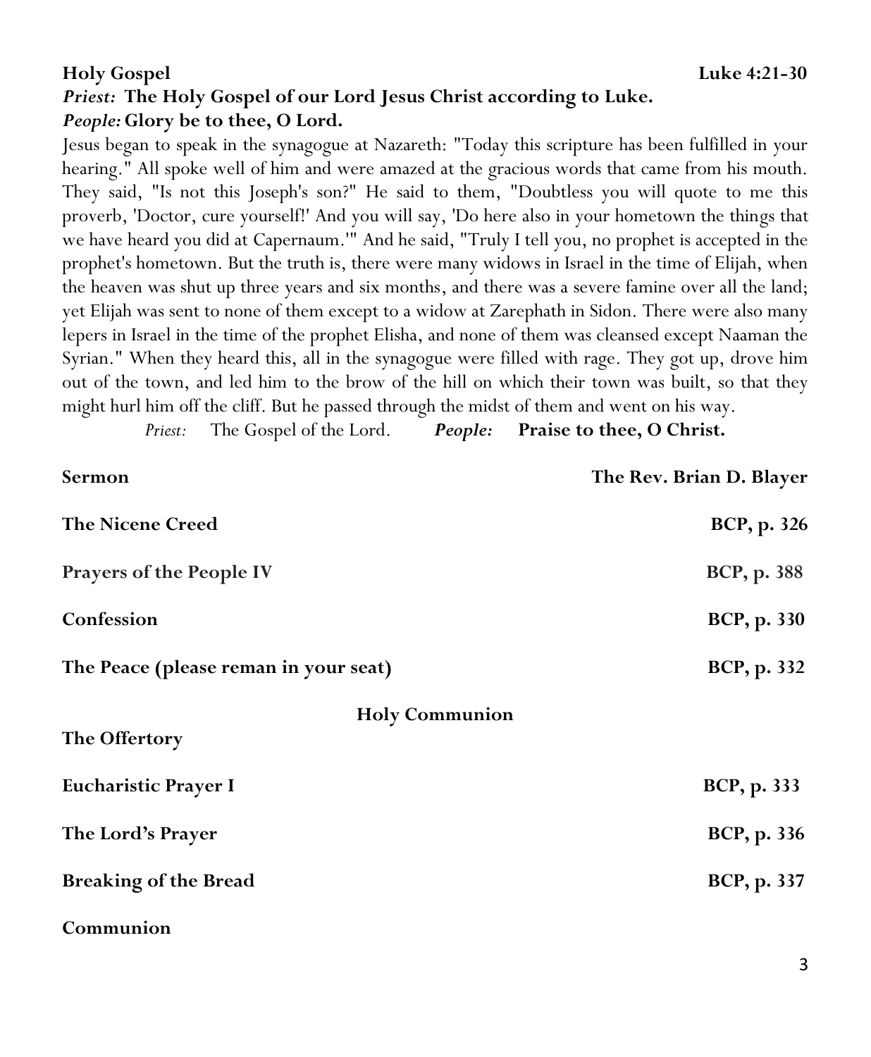**Holy Gospel** **Luke 4:21-30**

***Priest:*** **The Holy Gospel of our Lord Jesus Christ according to Luke.**

***People:*** **Glory be to thee, O Lord.**

Jesus began to speak in the synagogue at Nazareth: "Today this scripture has been fulfilled in your hearing." All spoke well of him and were amazed at the gracious words that came from his mouth. They said, "Is not this Joseph's son?" He said to them, "Doubtless you will quote to me this proverb, 'Doctor, cure yourself!' And you will say, 'Do here also in your hometown the things that we have heard you did at Capernaum.'" And he said, "Truly I tell you, no prophet is accepted in the prophet's hometown. But the truth is, there were many widows in Israel in the time of Elijah, when the heaven was shut up three years and six months, and there was a severe famine over all the land; yet Elijah was sent to none of them except to a widow at Zarephath in Sidon. There were also many lepers in Israel in the time of the prophet Elisha, and none of them was cleansed except Naaman the Syrian." When they heard this, all in the synagogue were filled with rage. They got up, drove him out of the town, and led him to the brow of the hill on which their town was built, so that they might hurl him off the cliff. But he passed through the midst of them and went on his way.

*Priest:* The Gospel of the Lord. ***People:*** **Praise to thee, O Christ.**

**Sermon** **The Rev. Brian D. Blayer**

**The Nicene Creed** **BCP, p. 326**

**Prayers of the People IV** **BCP, p. 388**

**Confession** **BCP, p. 330**

**The Peace (please reman in your seat)** **BCP, p. 332**

## Holy Communion

**The Offertory**

**Eucharistic Prayer I** **BCP, p. 333**

**The Lord's Prayer** **BCP, p. 336**

**Breaking of the Bread** **BCP, p. 337**

**Communion**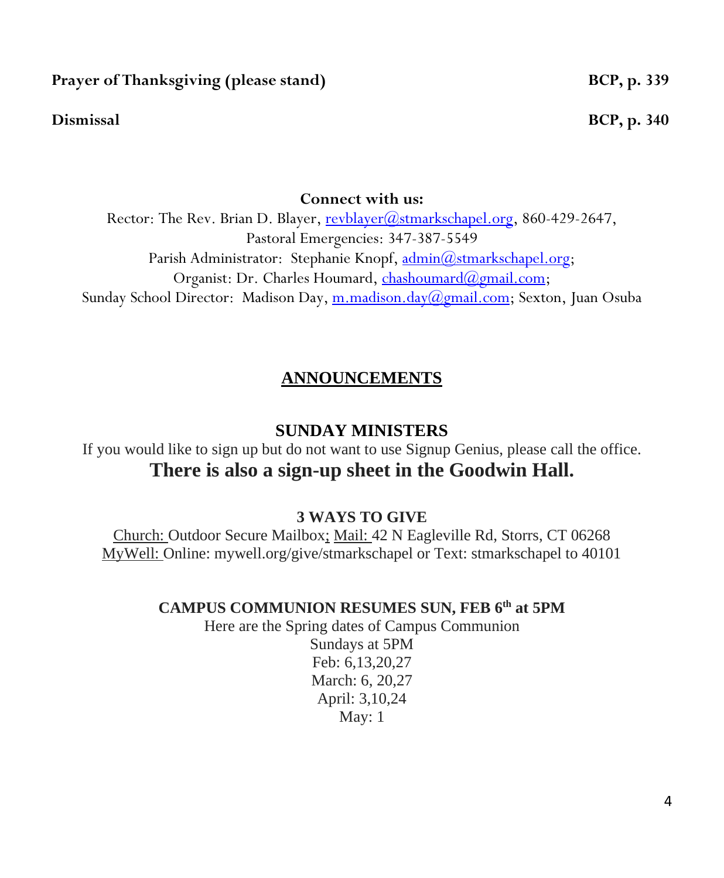**Prayer of Thanksgiving (please stand)** **BCP, p. 339**

**Dismissal** **BCP, p. 340**

**Connect with us:**

Rector: The Rev. Brian D. Blayer, revblayer@stmarkschapel.org, 860-429-2647,
Pastoral Emergencies: 347-387-5549
Parish Administrator: Stephanie Knopf, admin@stmarkschapel.org;
Organist: Dr. Charles Houmard, chashoumard@gmail.com;
Sunday School Director: Madison Day, m.madison.day@gmail.com; Sexton, Juan Osuba

## ANNOUNCEMENTS

### SUNDAY MINISTERS

If you would like to sign up but do not want to use Signup Genius, please call the office.

**There is also a sign-up sheet in the Goodwin Hall.**

### 3 WAYS TO GIVE

Church: Outdoor Secure Mailbox; Mail: 42 N Eagleville Rd, Storrs, CT 06268
MyWell: Online: mywell.org/give/stmarkschapel or Text: stmarkschapel to 40101

### CAMPUS COMMUNION RESUMES SUN, FEB 6th at 5PM

Here are the Spring dates of Campus Communion
Sundays at 5PM
Feb: 6,13,20,27
March: 6, 20,27
April: 3,10,24
May: 1